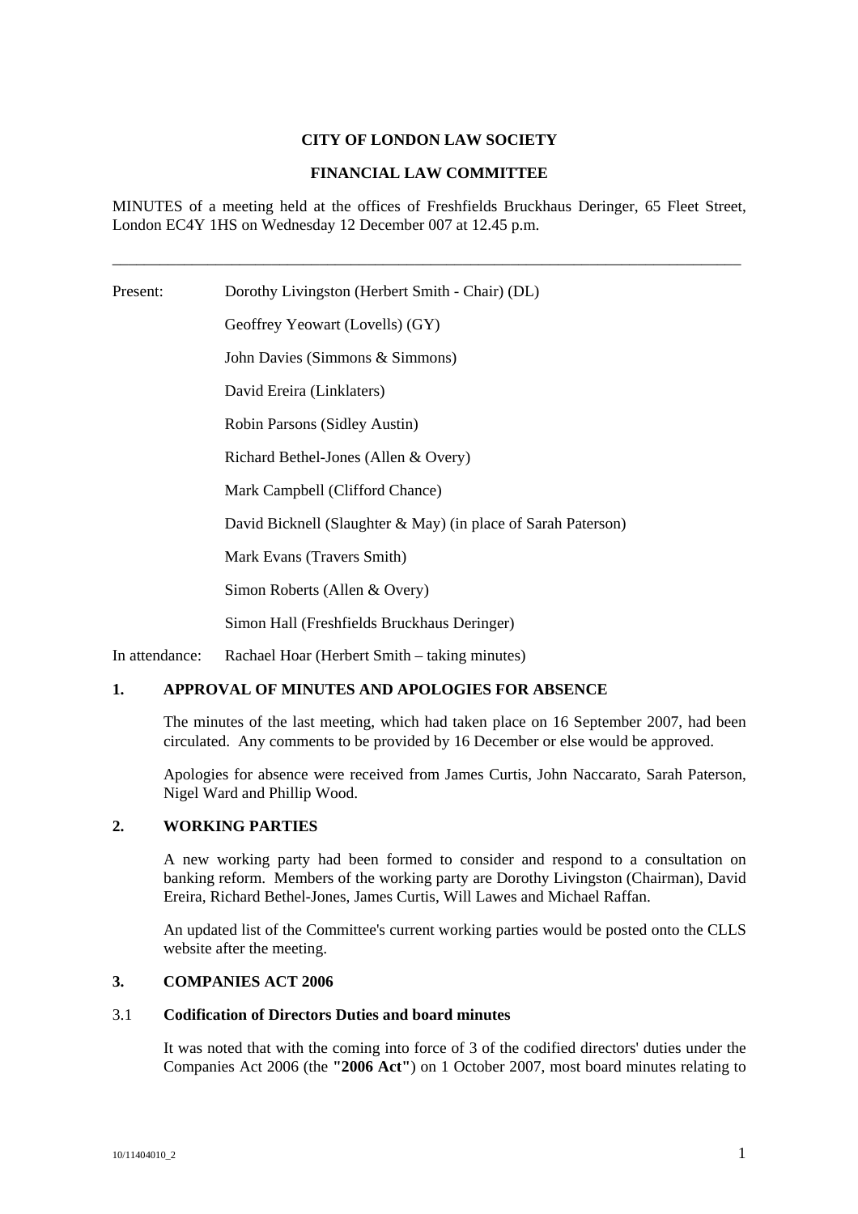**CITY OF LONDON LAW SOCIETY**

**FINANCIAL LAW COMMITTEE**

MINUTES of a meeting held at the offices of Freshfields Bruckhaus Deringer, 65 Fleet Street, London EC4Y 1HS on Wednesday 12 December 007 at 12.45 p.m.

---

Present: Dorothy Livingston (Herbert Smith - Chair) (DL)

Geoffrey Yeowart (Lovells) (GY)

John Davies (Simmons & Simmons)

David Ereira (Linklaters)

Robin Parsons (Sidley Austin)

Richard Bethel-Jones (Allen & Overy)

Mark Campbell (Clifford Chance)

David Bicknell (Slaughter & May) (in place of Sarah Paterson)

Mark Evans (Travers Smith)

Simon Roberts (Allen & Overy)

Simon Hall (Freshfields Bruckhaus Deringer)

In attendance: Rachael Hoar (Herbert Smith – taking minutes)

## 1. APPROVAL OF MINUTES AND APOLOGIES FOR ABSENCE

The minutes of the last meeting, which had taken place on 16 September 2007, had been circulated. Any comments to be provided by 16 December or else would be approved.

Apologies for absence were received from James Curtis, John Naccarato, Sarah Paterson, Nigel Ward and Phillip Wood.

## 2. WORKING PARTIES

A new working party had been formed to consider and respond to a consultation on banking reform. Members of the working party are Dorothy Livingston (Chairman), David Ereira, Richard Bethel-Jones, James Curtis, Will Lawes and Michael Raffan.

An updated list of the Committee's current working parties would be posted onto the CLLS website after the meeting.

## 3. COMPANIES ACT 2006

### 3.1 Codification of Directors Duties and board minutes

It was noted that with the coming into force of 3 of the codified directors' duties under the Companies Act 2006 (the **"2006 Act"**) on 1 October 2007, most board minutes relating to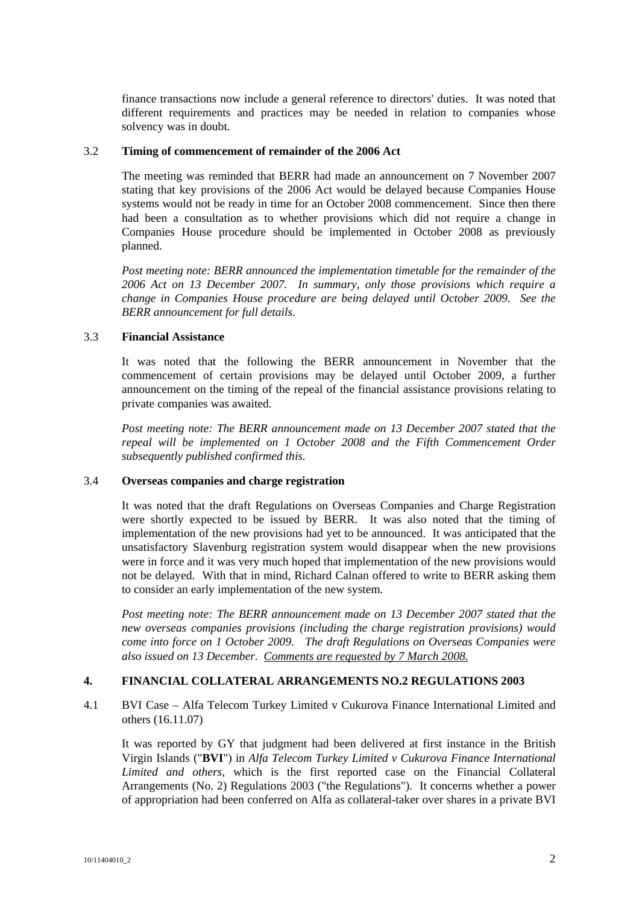finance transactions now include a general reference to directors' duties. It was noted that different requirements and practices may be needed in relation to companies whose solvency was in doubt.

3.2 **Timing of commencement of remainder of the 2006 Act**

The meeting was reminded that BERR had made an announcement on 7 November 2007 stating that key provisions of the 2006 Act would be delayed because Companies House systems would not be ready in time for an October 2008 commencement. Since then there had been a consultation as to whether provisions which did not require a change in Companies House procedure should be implemented in October 2008 as previously planned.

*Post meeting note: BERR announced the implementation timetable for the remainder of the 2006 Act on 13 December 2007. In summary, only those provisions which require a change in Companies House procedure are being delayed until October 2009. See the BERR announcement for full details.*

3.3 **Financial Assistance**

It was noted that the following the BERR announcement in November that the commencement of certain provisions may be delayed until October 2009, a further announcement on the timing of the repeal of the financial assistance provisions relating to private companies was awaited.

*Post meeting note: The BERR announcement made on 13 December 2007 stated that the repeal will be implemented on 1 October 2008 and the Fifth Commencement Order subsequently published confirmed this.*

3.4 **Overseas companies and charge registration**

It was noted that the draft Regulations on Overseas Companies and Charge Registration were shortly expected to be issued by BERR. It was also noted that the timing of implementation of the new provisions had yet to be announced. It was anticipated that the unsatisfactory Slavenburg registration system would disappear when the new provisions were in force and it was very much hoped that implementation of the new provisions would not be delayed. With that in mind, Richard Calnan offered to write to BERR asking them to consider an early implementation of the new system.

*Post meeting note: The BERR announcement made on 13 December 2007 stated that the new overseas companies provisions (including the charge registration provisions) would come into force on 1 October 2009. The draft Regulations on Overseas Companies were also issued on 13 December. Comments are requested by 7 March 2008.*

## 4. FINANCIAL COLLATERAL ARRANGEMENTS NO.2 REGULATIONS 2003

4.1 BVI Case – Alfa Telecom Turkey Limited v Cukurova Finance International Limited and others (16.11.07)

It was reported by GY that judgment had been delivered at first instance in the British Virgin Islands ("**BVI**") in *Alfa Telecom Turkey Limited v Cukurova Finance International Limited and others*, which is the first reported case on the Financial Collateral Arrangements (No. 2) Regulations 2003 ("the Regulations"). It concerns whether a power of appropriation had been conferred on Alfa as collateral-taker over shares in a private BVI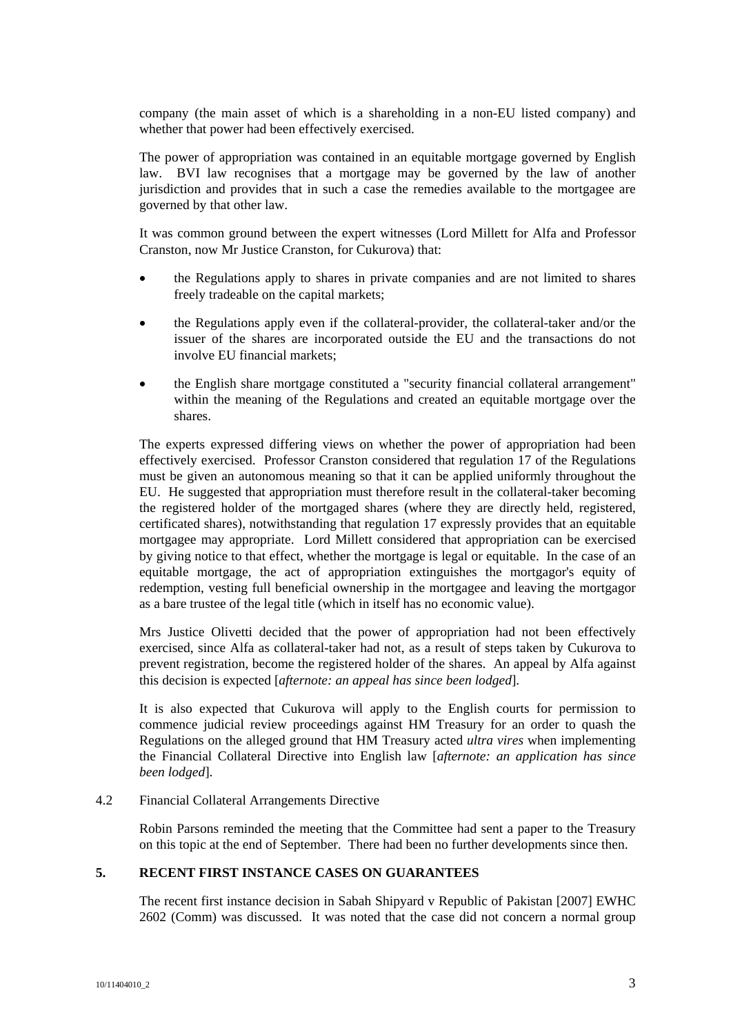company (the main asset of which is a shareholding in a non-EU listed company) and whether that power had been effectively exercised.

The power of appropriation was contained in an equitable mortgage governed by English law. BVI law recognises that a mortgage may be governed by the law of another jurisdiction and provides that in such a case the remedies available to the mortgagee are governed by that other law.

It was common ground between the expert witnesses (Lord Millett for Alfa and Professor Cranston, now Mr Justice Cranston, for Cukurova) that:

- the Regulations apply to shares in private companies and are not limited to shares freely tradeable on the capital markets;
- the Regulations apply even if the collateral-provider, the collateral-taker and/or the issuer of the shares are incorporated outside the EU and the transactions do not involve EU financial markets;
- the English share mortgage constituted a "security financial collateral arrangement" within the meaning of the Regulations and created an equitable mortgage over the shares.

The experts expressed differing views on whether the power of appropriation had been effectively exercised. Professor Cranston considered that regulation 17 of the Regulations must be given an autonomous meaning so that it can be applied uniformly throughout the EU. He suggested that appropriation must therefore result in the collateral-taker becoming the registered holder of the mortgaged shares (where they are directly held, registered, certificated shares), notwithstanding that regulation 17 expressly provides that an equitable mortgagee may appropriate. Lord Millett considered that appropriation can be exercised by giving notice to that effect, whether the mortgage is legal or equitable. In the case of an equitable mortgage, the act of appropriation extinguishes the mortgagor's equity of redemption, vesting full beneficial ownership in the mortgagee and leaving the mortgagor as a bare trustee of the legal title (which in itself has no economic value).

Mrs Justice Olivetti decided that the power of appropriation had not been effectively exercised, since Alfa as collateral-taker had not, as a result of steps taken by Cukurova to prevent registration, become the registered holder of the shares. An appeal by Alfa against this decision is expected [*afternote: an appeal has since been lodged*].

It is also expected that Cukurova will apply to the English courts for permission to commence judicial review proceedings against HM Treasury for an order to quash the Regulations on the alleged ground that HM Treasury acted *ultra vires* when implementing the Financial Collateral Directive into English law [*afternote: an application has since been lodged*].

4.2 Financial Collateral Arrangements Directive

Robin Parsons reminded the meeting that the Committee had sent a paper to the Treasury on this topic at the end of September. There had been no further developments since then.

## 5. RECENT FIRST INSTANCE CASES ON GUARANTEES

The recent first instance decision in Sabah Shipyard v Republic of Pakistan [2007] EWHC 2602 (Comm) was discussed. It was noted that the case did not concern a normal group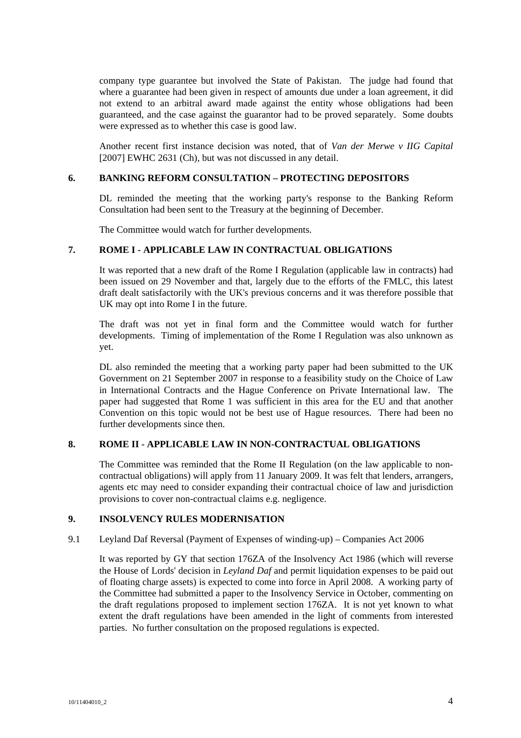company type guarantee but involved the State of Pakistan. The judge had found that where a guarantee had been given in respect of amounts due under a loan agreement, it did not extend to an arbitral award made against the entity whose obligations had been guaranteed, and the case against the guarantor had to be proved separately. Some doubts were expressed as to whether this case is good law.

Another recent first instance decision was noted, that of *Van der Merwe v IIG Capital* [2007] EWHC 2631 (Ch), but was not discussed in any detail.

## 6. BANKING REFORM CONSULTATION – PROTECTING DEPOSITORS

DL reminded the meeting that the working party's response to the Banking Reform Consultation had been sent to the Treasury at the beginning of December.

The Committee would watch for further developments.

## 7. ROME I - APPLICABLE LAW IN CONTRACTUAL OBLIGATIONS

It was reported that a new draft of the Rome I Regulation (applicable law in contracts) had been issued on 29 November and that, largely due to the efforts of the FMLC, this latest draft dealt satisfactorily with the UK's previous concerns and it was therefore possible that UK may opt into Rome I in the future.

The draft was not yet in final form and the Committee would watch for further developments. Timing of implementation of the Rome I Regulation was also unknown as yet.

DL also reminded the meeting that a working party paper had been submitted to the UK Government on 21 September 2007 in response to a feasibility study on the Choice of Law in International Contracts and the Hague Conference on Private International law. The paper had suggested that Rome 1 was sufficient in this area for the EU and that another Convention on this topic would not be best use of Hague resources. There had been no further developments since then.

## 8. ROME II - APPLICABLE LAW IN NON-CONTRACTUAL OBLIGATIONS

The Committee was reminded that the Rome II Regulation (on the law applicable to non-contractual obligations) will apply from 11 January 2009. It was felt that lenders, arrangers, agents etc may need to consider expanding their contractual choice of law and jurisdiction provisions to cover non-contractual claims e.g. negligence.

## 9. INSOLVENCY RULES MODERNISATION

### 9.1 Leyland Daf Reversal (Payment of Expenses of winding-up) – Companies Act 2006

It was reported by GY that section 176ZA of the Insolvency Act 1986 (which will reverse the House of Lords' decision in *Leyland Daf* and permit liquidation expenses to be paid out of floating charge assets) is expected to come into force in April 2008. A working party of the Committee had submitted a paper to the Insolvency Service in October, commenting on the draft regulations proposed to implement section 176ZA. It is not yet known to what extent the draft regulations have been amended in the light of comments from interested parties. No further consultation on the proposed regulations is expected.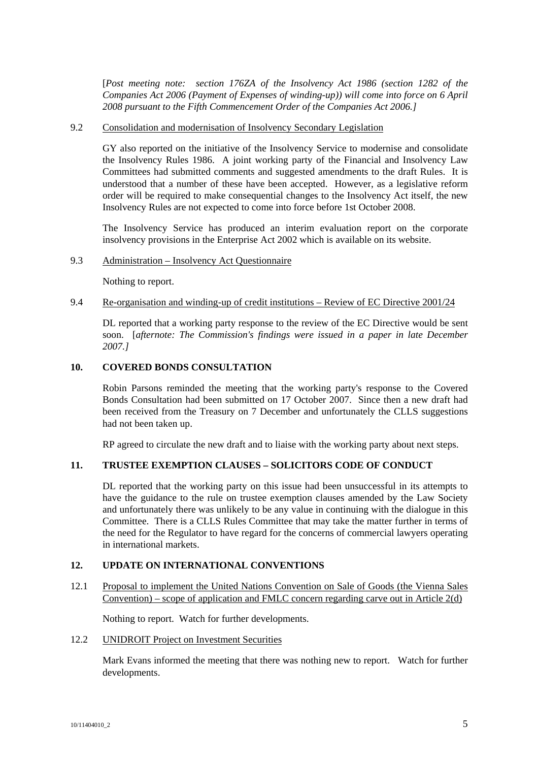[*Post meeting note: section 176ZA of the Insolvency Act 1986 (section 1282 of the Companies Act 2006 (Payment of Expenses of winding-up)) will come into force on 6 April 2008 pursuant to the Fifth Commencement Order of the Companies Act 2006.]*

9.2 Consolidation and modernisation of Insolvency Secondary Legislation

GY also reported on the initiative of the Insolvency Service to modernise and consolidate the Insolvency Rules 1986. A joint working party of the Financial and Insolvency Law Committees had submitted comments and suggested amendments to the draft Rules. It is understood that a number of these have been accepted. However, as a legislative reform order will be required to make consequential changes to the Insolvency Act itself, the new Insolvency Rules are not expected to come into force before 1st October 2008.

The Insolvency Service has produced an interim evaluation report on the corporate insolvency provisions in the Enterprise Act 2002 which is available on its website.

9.3 Administration – Insolvency Act Questionnaire

Nothing to report.

9.4 Re-organisation and winding-up of credit institutions – Review of EC Directive 2001/24

DL reported that a working party response to the review of the EC Directive would be sent soon. [*afternote: The Commission's findings were issued in a paper in late December 2007.]*

## 10. COVERED BONDS CONSULTATION

Robin Parsons reminded the meeting that the working party's response to the Covered Bonds Consultation had been submitted on 17 October 2007. Since then a new draft had been received from the Treasury on 7 December and unfortunately the CLLS suggestions had not been taken up.

RP agreed to circulate the new draft and to liaise with the working party about next steps.

## 11. TRUSTEE EXEMPTION CLAUSES – SOLICITORS CODE OF CONDUCT

DL reported that the working party on this issue had been unsuccessful in its attempts to have the guidance to the rule on trustee exemption clauses amended by the Law Society and unfortunately there was unlikely to be any value in continuing with the dialogue in this Committee. There is a CLLS Rules Committee that may take the matter further in terms of the need for the Regulator to have regard for the concerns of commercial lawyers operating in international markets.

## 12. UPDATE ON INTERNATIONAL CONVENTIONS

12.1 Proposal to implement the United Nations Convention on Sale of Goods (the Vienna Sales Convention) – scope of application and FMLC concern regarding carve out in Article 2(d)

Nothing to report. Watch for further developments.

12.2 UNIDROIT Project on Investment Securities

Mark Evans informed the meeting that there was nothing new to report. Watch for further developments.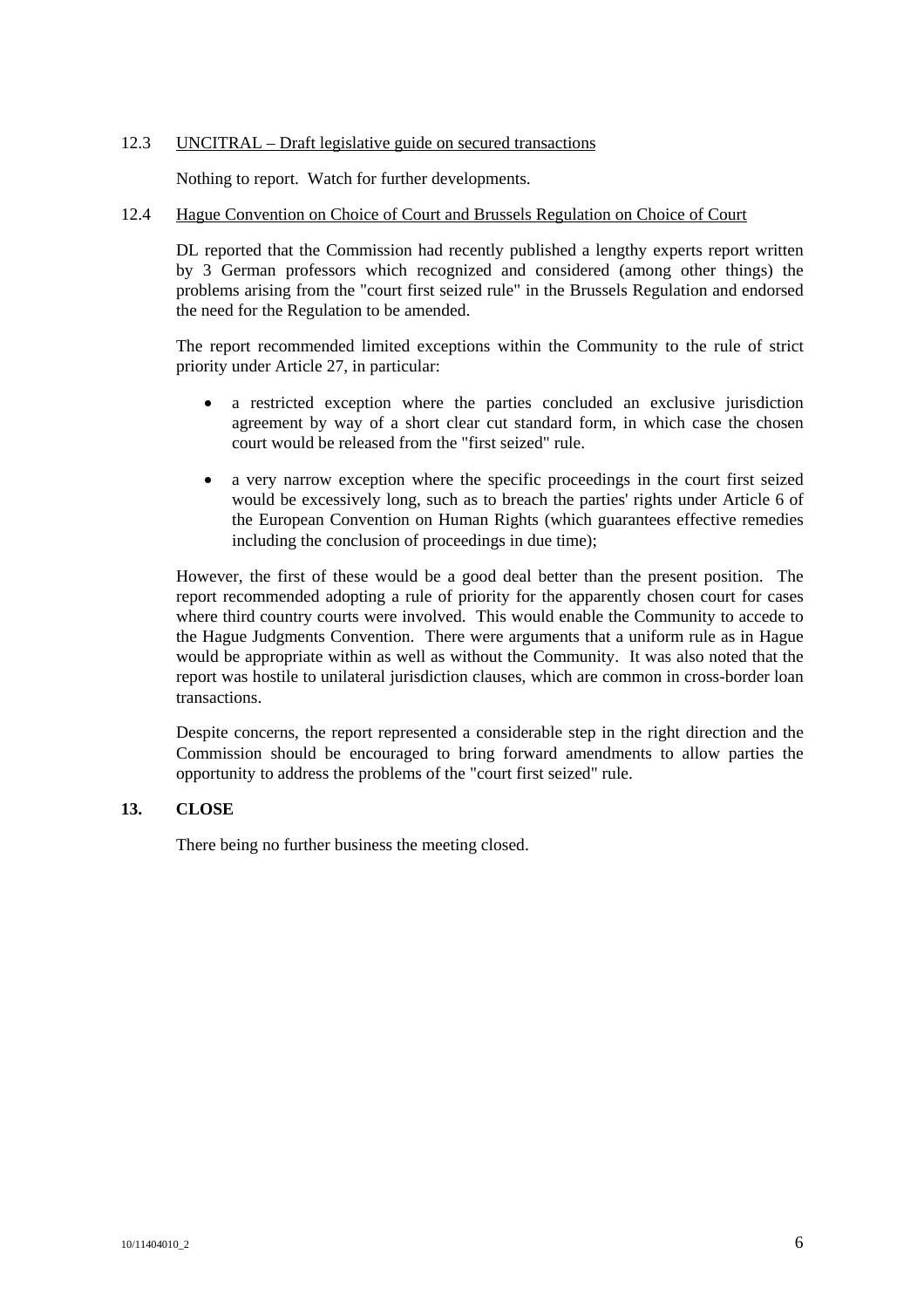12.3 UNCITRAL – Draft legislative guide on secured transactions

Nothing to report. Watch for further developments.

12.4 Hague Convention on Choice of Court and Brussels Regulation on Choice of Court

DL reported that the Commission had recently published a lengthy experts report written by 3 German professors which recognized and considered (among other things) the problems arising from the "court first seized rule" in the Brussels Regulation and endorsed the need for the Regulation to be amended.

The report recommended limited exceptions within the Community to the rule of strict priority under Article 27, in particular:

- a restricted exception where the parties concluded an exclusive jurisdiction agreement by way of a short clear cut standard form, in which case the chosen court would be released from the "first seized" rule.
- a very narrow exception where the specific proceedings in the court first seized would be excessively long, such as to breach the parties' rights under Article 6 of the European Convention on Human Rights (which guarantees effective remedies including the conclusion of proceedings in due time);

However, the first of these would be a good deal better than the present position. The report recommended adopting a rule of priority for the apparently chosen court for cases where third country courts were involved. This would enable the Community to accede to the Hague Judgments Convention. There were arguments that a uniform rule as in Hague would be appropriate within as well as without the Community. It was also noted that the report was hostile to unilateral jurisdiction clauses, which are common in cross-border loan transactions.

Despite concerns, the report represented a considerable step in the right direction and the Commission should be encouraged to bring forward amendments to allow parties the opportunity to address the problems of the "court first seized" rule.

**13. CLOSE**

There being no further business the meeting closed.